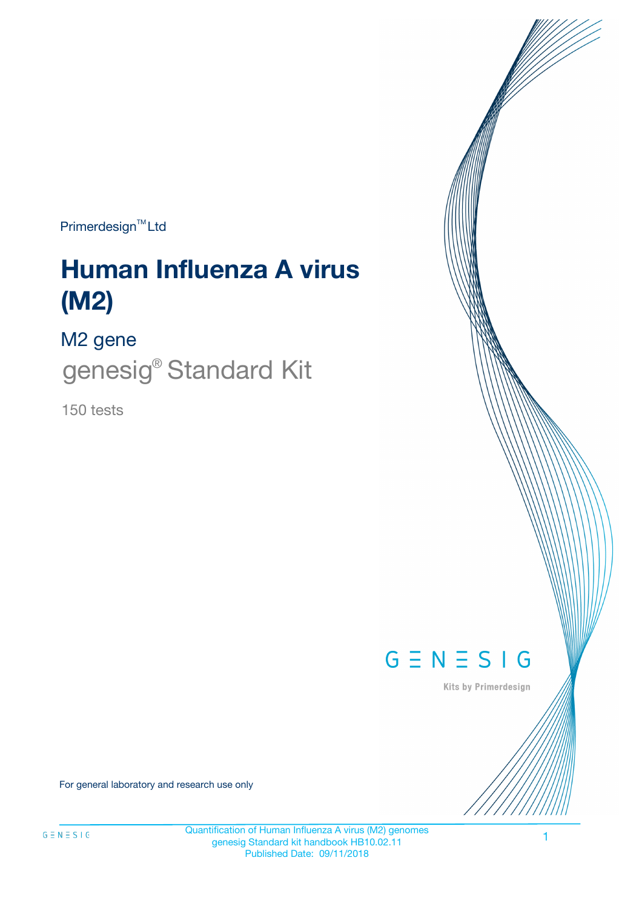Primerdesign™ Ltd

# Human Influenza A virus (M2)

## M2 gene

genesig® Standard Kit

150 tests

GENESIG

Kits by Primerdesign

For general laboratory and research use only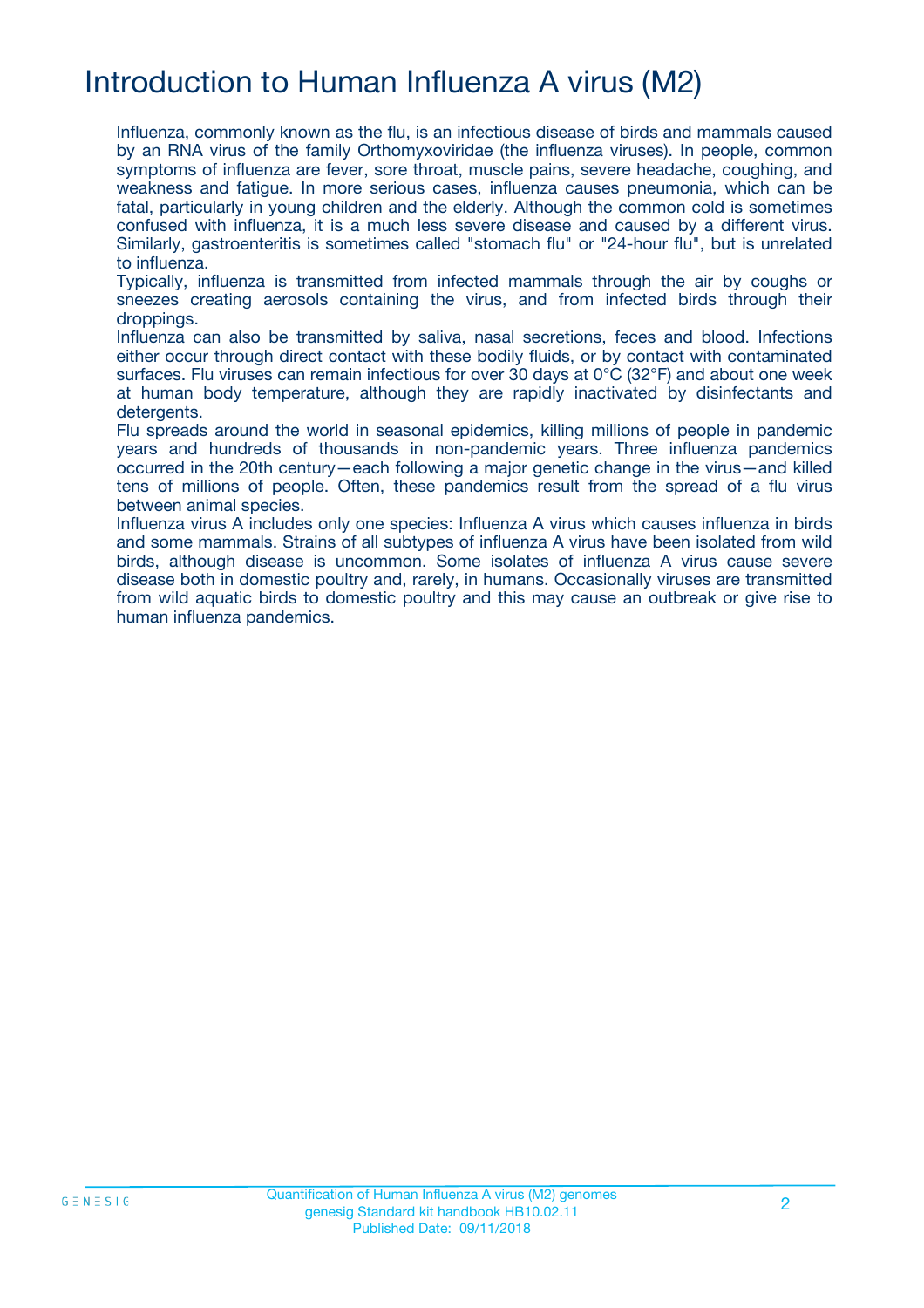# Introduction to Human Influenza A virus (M2)

Influenza, commonly known as the flu, is an infectious disease of birds and mammals caused by an RNA virus of the family Orthomyxoviridae (the influenza viruses). In people, common symptoms of influenza are fever, sore throat, muscle pains, severe headache, coughing, and weakness and fatigue. In more serious cases, influenza causes pneumonia, which can be fatal, particularly in young children and the elderly. Although the common cold is sometimes confused with influenza, it is a much less severe disease and caused by a different virus. Similarly, gastroenteritis is sometimes called "stomach flu" or "24-hour flu", but is unrelated to influenza.

Typically, influenza is transmitted from infected mammals through the air by coughs or sneezes creating aerosols containing the virus, and from infected birds through their droppings.

Influenza can also be transmitted by saliva, nasal secretions, feces and blood. Infections either occur through direct contact with these bodily fluids, or by contact with contaminated surfaces. Flu viruses can remain infectious for over 30 days at 0°C (32°F) and about one week at human body temperature, although they are rapidly inactivated by disinfectants and detergents.

Flu spreads around the world in seasonal epidemics, killing millions of people in pandemic years and hundreds of thousands in non-pandemic years. Three influenza pandemics occurred in the 20th century—each following a major genetic change in the virus—and killed tens of millions of people. Often, these pandemics result from the spread of a flu virus between animal species.

Influenza virus A includes only one species: Influenza A virus which causes influenza in birds and some mammals. Strains of all subtypes of influenza A virus have been isolated from wild birds, although disease is uncommon. Some isolates of influenza A virus cause severe disease both in domestic poultry and, rarely, in humans. Occasionally viruses are transmitted from wild aquatic birds to domestic poultry and this may cause an outbreak or give rise to human influenza pandemics.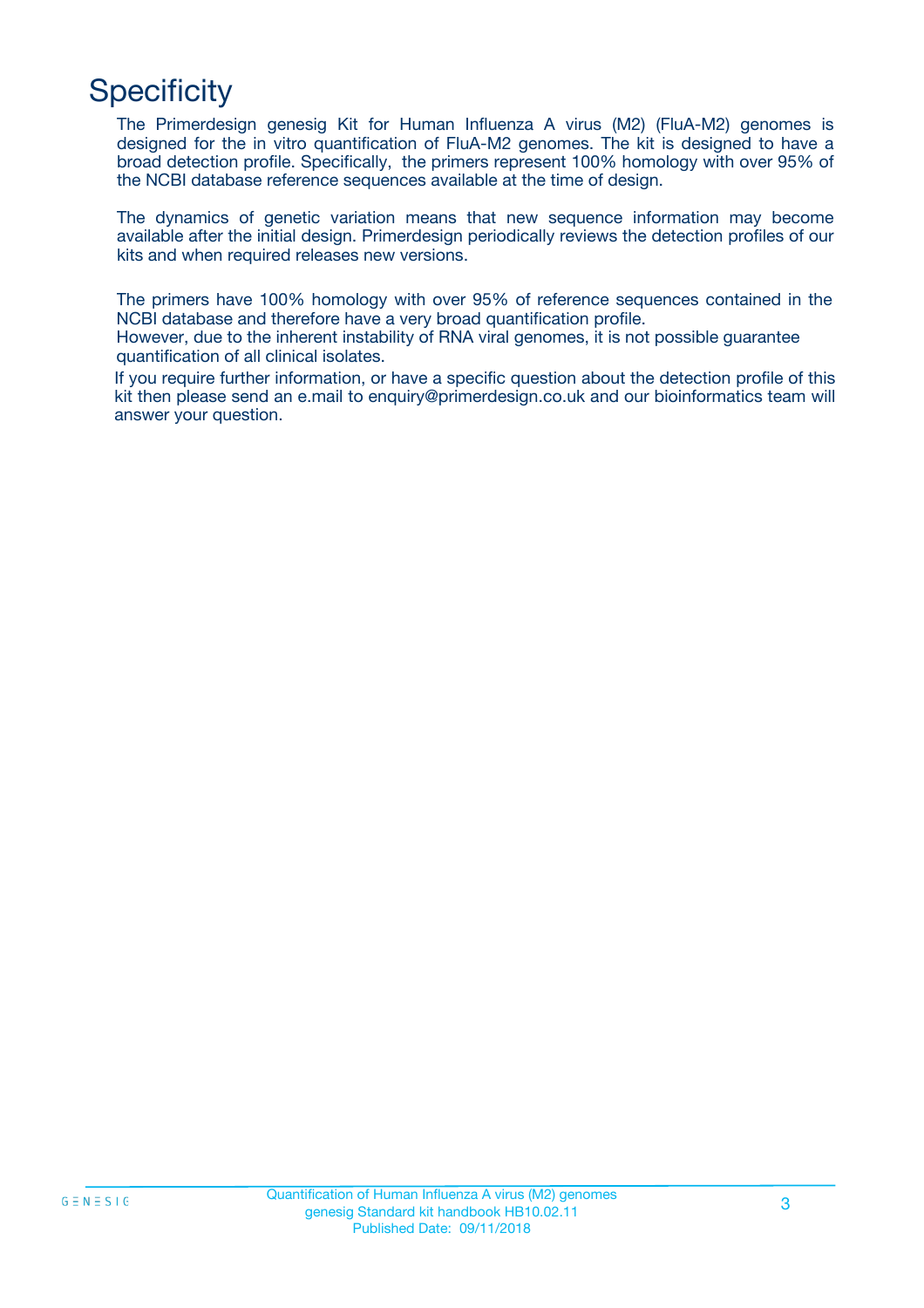# Specificity

The Primerdesign genesig Kit for Human Influenza A virus (M2) (FluA-M2) genomes is designed for the in vitro quantification of FluA-M2 genomes. The kit is designed to have a broad detection profile. Specifically, the primers represent 100% homology with over 95% of the NCBI database reference sequences available at the time of design.

The dynamics of genetic variation means that new sequence information may become available after the initial design. Primerdesign periodically reviews the detection profiles of our kits and when required releases new versions.

The primers have 100% homology with over 95% of reference sequences contained in the NCBI database and therefore have a very broad quantification profile.
However, due to the inherent instability of RNA viral genomes, it is not possible guarantee quantification of all clinical isolates.

If you require further information, or have a specific question about the detection profile of this kit then please send an e.mail to enquiry@primerdesign.co.uk and our bioinformatics team will answer your question.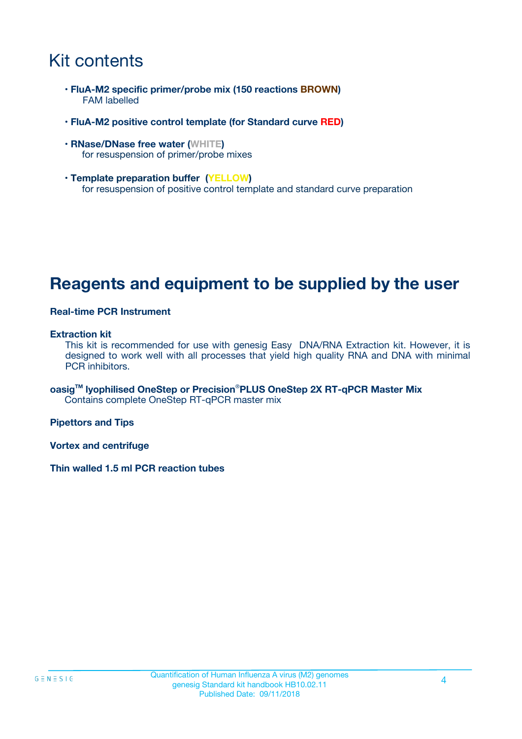# Kit contents

- **FluA-M2 specific primer/probe mix (150 reactions BROWN)**
  FAM labelled
- **FluA-M2 positive control template (for Standard curve RED)**
- **RNase/DNase free water (WHITE)**
  for resuspension of primer/probe mixes
- **Template preparation buffer (YELLOW)**
  for resuspension of positive control template and standard curve preparation

# Reagents and equipment to be supplied by the user

**Real-time PCR Instrument**

**Extraction kit**
This kit is recommended for use with genesig Easy DNA/RNA Extraction kit. However, it is designed to work well with all processes that yield high quality RNA and DNA with minimal PCR inhibitors.

**oasig™ lyophilised OneStep or Precision®PLUS OneStep 2X RT-qPCR Master Mix**
Contains complete OneStep RT-qPCR master mix

**Pipettors and Tips**

**Vortex and centrifuge**

**Thin walled 1.5 ml PCR reaction tubes**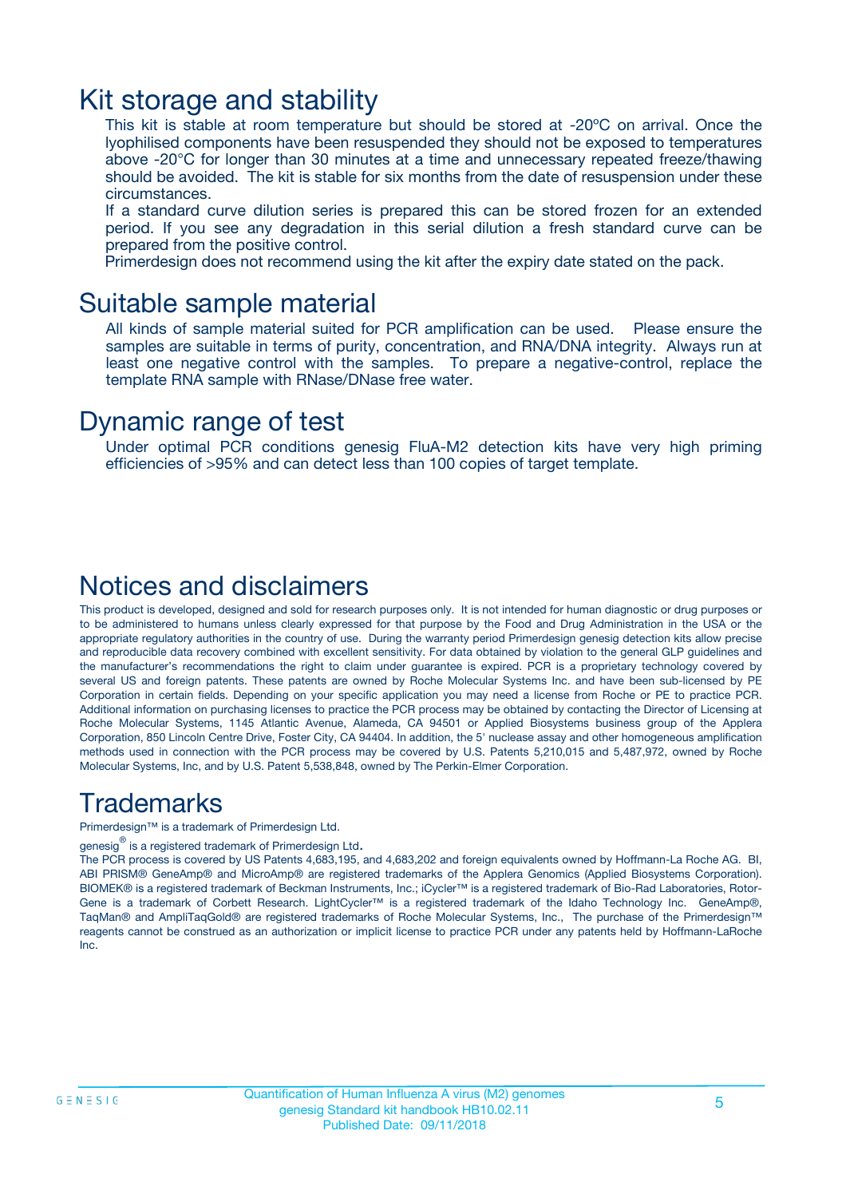# Kit storage and stability

This kit is stable at room temperature but should be stored at -20ºC on arrival. Once the lyophilised components have been resuspended they should not be exposed to temperatures above -20°C for longer than 30 minutes at a time and unnecessary repeated freeze/thawing should be avoided. The kit is stable for six months from the date of resuspension under these circumstances.

If a standard curve dilution series is prepared this can be stored frozen for an extended period. If you see any degradation in this serial dilution a fresh standard curve can be prepared from the positive control.

Primerdesign does not recommend using the kit after the expiry date stated on the pack.

# Suitable sample material

All kinds of sample material suited for PCR amplification can be used. Please ensure the samples are suitable in terms of purity, concentration, and RNA/DNA integrity. Always run at least one negative control with the samples. To prepare a negative-control, replace the template RNA sample with RNase/DNase free water.

# Dynamic range of test

Under optimal PCR conditions genesig FluA-M2 detection kits have very high priming efficiencies of >95% and can detect less than 100 copies of target template.

# Notices and disclaimers

This product is developed, designed and sold for research purposes only. It is not intended for human diagnostic or drug purposes or to be administered to humans unless clearly expressed for that purpose by the Food and Drug Administration in the USA or the appropriate regulatory authorities in the country of use. During the warranty period Primerdesign genesig detection kits allow precise and reproducible data recovery combined with excellent sensitivity. For data obtained by violation to the general GLP guidelines and the manufacturer's recommendations the right to claim under guarantee is expired. PCR is a proprietary technology covered by several US and foreign patents. These patents are owned by Roche Molecular Systems Inc. and have been sub-licensed by PE Corporation in certain fields. Depending on your specific application you may need a license from Roche or PE to practice PCR. Additional information on purchasing licenses to practice the PCR process may be obtained by contacting the Director of Licensing at Roche Molecular Systems, 1145 Atlantic Avenue, Alameda, CA 94501 or Applied Biosystems business group of the Applera Corporation, 850 Lincoln Centre Drive, Foster City, CA 94404. In addition, the 5' nuclease assay and other homogeneous amplification methods used in connection with the PCR process may be covered by U.S. Patents 5,210,015 and 5,487,972, owned by Roche Molecular Systems, Inc, and by U.S. Patent 5,538,848, owned by The Perkin-Elmer Corporation.

# Trademarks

Primerdesign™ is a trademark of Primerdesign Ltd.

genesig® is a registered trademark of Primerdesign Ltd.

The PCR process is covered by US Patents 4,683,195, and 4,683,202 and foreign equivalents owned by Hoffmann-La Roche AG. BI, ABI PRISM® GeneAmp® and MicroAmp® are registered trademarks of the Applera Genomics (Applied Biosystems Corporation). BIOMEK® is a registered trademark of Beckman Instruments, Inc.; iCycler™ is a registered trademark of Bio-Rad Laboratories, Rotor-Gene is a trademark of Corbett Research. LightCycler™ is a registered trademark of the Idaho Technology Inc. GeneAmp®, TaqMan® and AmpliTaqGold® are registered trademarks of Roche Molecular Systems, Inc., The purchase of the Primerdesign™ reagents cannot be construed as an authorization or implicit license to practice PCR under any patents held by Hoffmann-LaRoche Inc.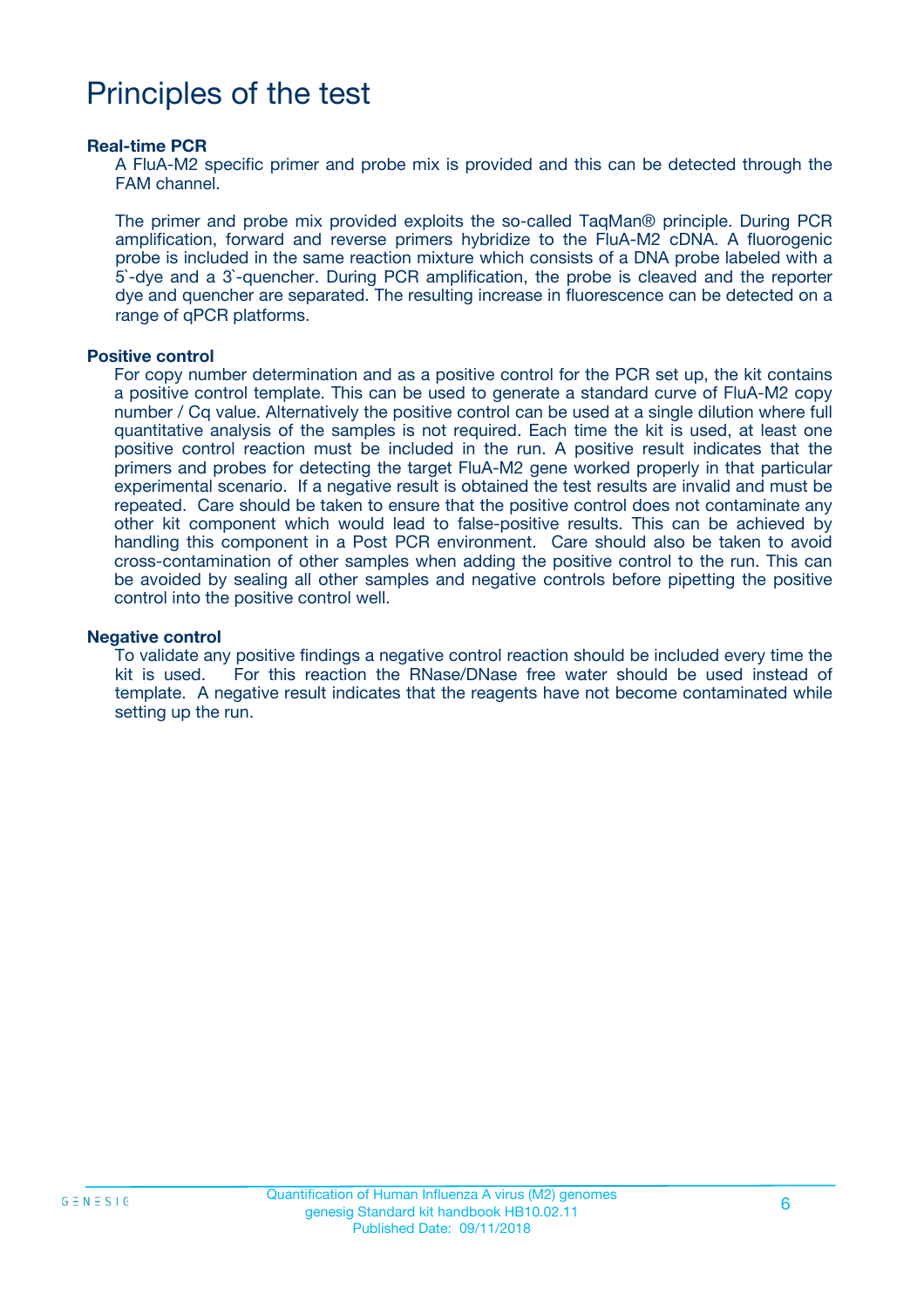# Principles of the test

**Real-time PCR**

A FluA-M2 specific primer and probe mix is provided and this can be detected through the FAM channel.

The primer and probe mix provided exploits the so-called TaqMan® principle. During PCR amplification, forward and reverse primers hybridize to the FluA-M2 cDNA. A fluorogenic probe is included in the same reaction mixture which consists of a DNA probe labeled with a 5`-dye and a 3`-quencher. During PCR amplification, the probe is cleaved and the reporter dye and quencher are separated. The resulting increase in fluorescence can be detected on a range of qPCR platforms.

**Positive control**

For copy number determination and as a positive control for the PCR set up, the kit contains a positive control template. This can be used to generate a standard curve of FluA-M2 copy number / Cq value. Alternatively the positive control can be used at a single dilution where full quantitative analysis of the samples is not required. Each time the kit is used, at least one positive control reaction must be included in the run. A positive result indicates that the primers and probes for detecting the target FluA-M2 gene worked properly in that particular experimental scenario. If a negative result is obtained the test results are invalid and must be repeated. Care should be taken to ensure that the positive control does not contaminate any other kit component which would lead to false-positive results. This can be achieved by handling this component in a Post PCR environment. Care should also be taken to avoid cross-contamination of other samples when adding the positive control to the run. This can be avoided by sealing all other samples and negative controls before pipetting the positive control into the positive control well.

**Negative control**

To validate any positive findings a negative control reaction should be included every time the kit is used. For this reaction the RNase/DNase free water should be used instead of template. A negative result indicates that the reagents have not become contaminated while setting up the run.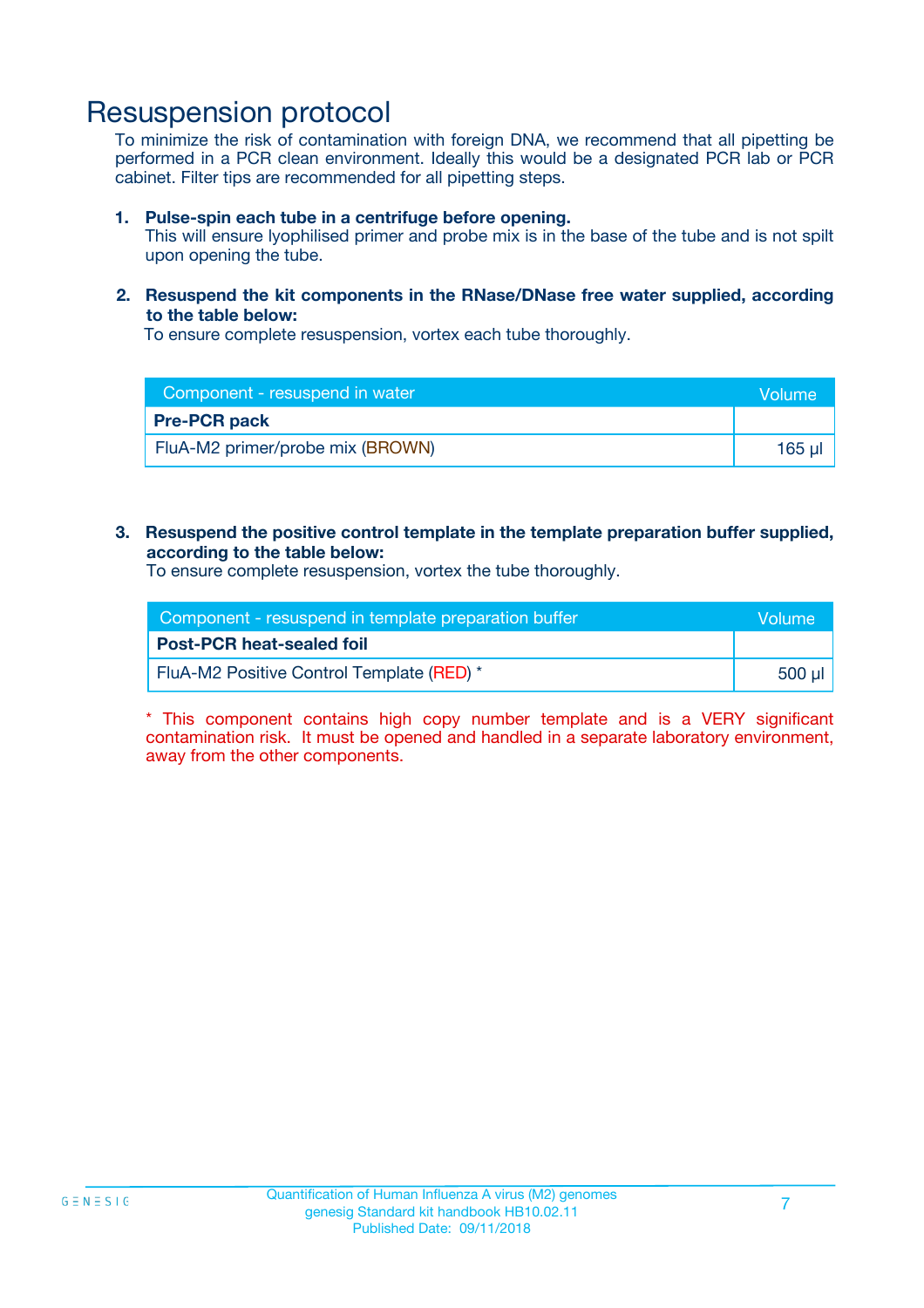# Resuspension protocol

To minimize the risk of contamination with foreign DNA, we recommend that all pipetting be performed in a PCR clean environment. Ideally this would be a designated PCR lab or PCR cabinet. Filter tips are recommended for all pipetting steps.

1. **Pulse-spin each tube in a centrifuge before opening.**
   This will ensure lyophilised primer and probe mix is in the base of the tube and is not spilt upon opening the tube.

2. **Resuspend the kit components in the RNase/DNase free water supplied, according to the table below:**
   To ensure complete resuspension, vortex each tube thoroughly.

| Component - resuspend in water | Volume |
|---|---|
| **Pre-PCR pack** | |
| FluA-M2 primer/probe mix (BROWN) | 165 µl |

3. **Resuspend the positive control template in the template preparation buffer supplied, according to the table below:**
   To ensure complete resuspension, vortex the tube thoroughly.

| Component - resuspend in template preparation buffer | Volume |
|---|---|
| **Post-PCR heat-sealed foil** | |
| FluA-M2 Positive Control Template (RED) * | 500 µl |

* This component contains high copy number template and is a VERY significant contamination risk. It must be opened and handled in a separate laboratory environment, away from the other components.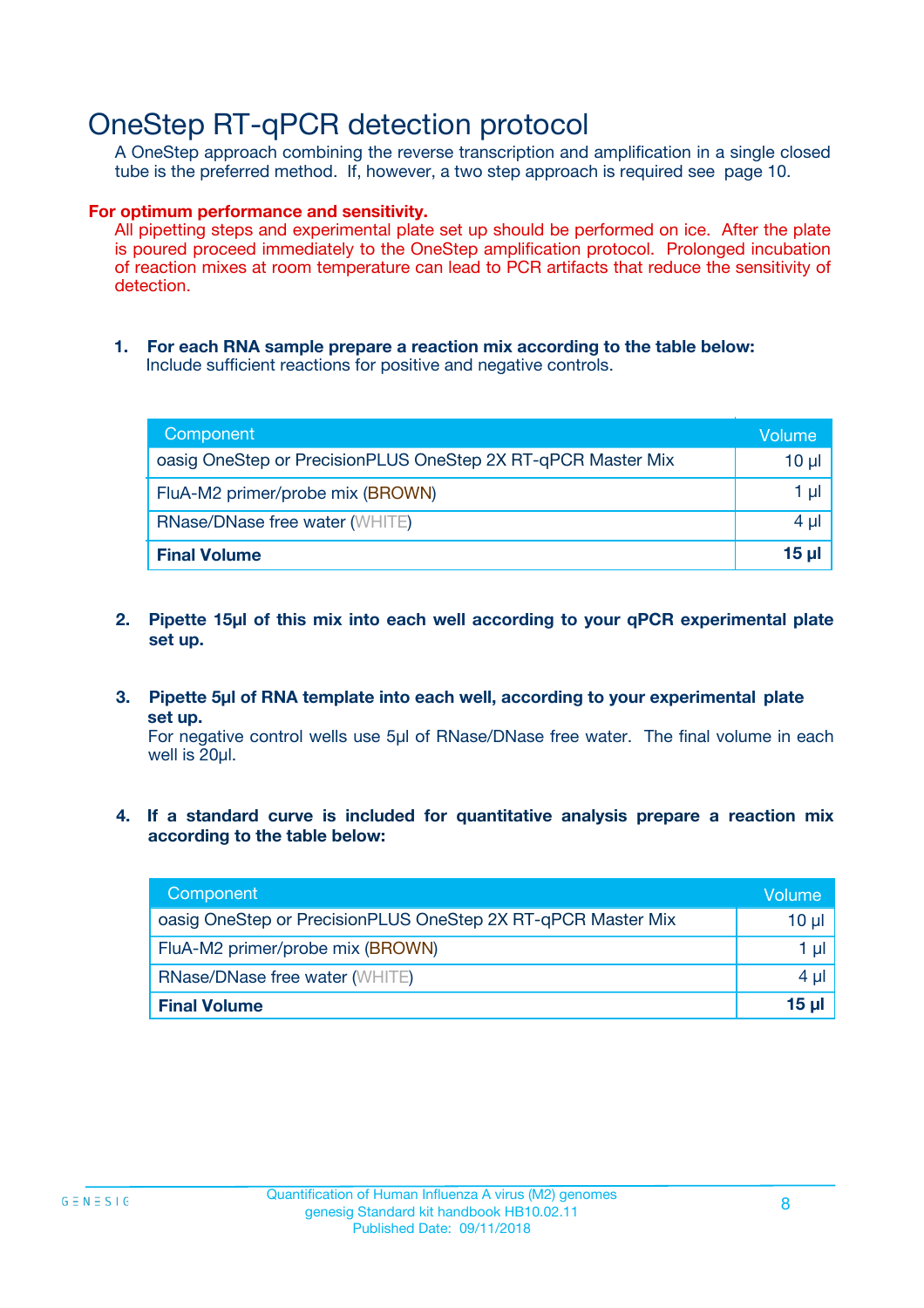# OneStep RT-qPCR detection protocol

A OneStep approach combining the reverse transcription and amplification in a single closed tube is the preferred method. If, however, a two step approach is required see page 10.

**For optimum performance and sensitivity.**

All pipetting steps and experimental plate set up should be performed on ice. After the plate is poured proceed immediately to the OneStep amplification protocol. Prolonged incubation of reaction mixes at room temperature can lead to PCR artifacts that reduce the sensitivity of detection.

1. **For each RNA sample prepare a reaction mix according to the table below:**
   Include sufficient reactions for positive and negative controls.

| Component | Volume |
|---|---|
| oasig OneStep or PrecisionPLUS OneStep 2X RT-qPCR Master Mix | 10 µl |
| FluA-M2 primer/probe mix (BROWN) | 1 µl |
| RNase/DNase free water (WHITE) | 4 µl |
| **Final Volume** | **15 µl** |

2. **Pipette 15µl of this mix into each well according to your qPCR experimental plate set up.**

3. **Pipette 5µl of RNA template into each well, according to your experimental plate set up.**
   For negative control wells use 5µl of RNase/DNase free water. The final volume in each well is 20µl.

4. **If a standard curve is included for quantitative analysis prepare a reaction mix according to the table below:**

| Component | Volume |
|---|---|
| oasig OneStep or PrecisionPLUS OneStep 2X RT-qPCR Master Mix | 10 µl |
| FluA-M2 primer/probe mix (BROWN) | 1 µl |
| RNase/DNase free water (WHITE) | 4 µl |
| **Final Volume** | **15 µl** |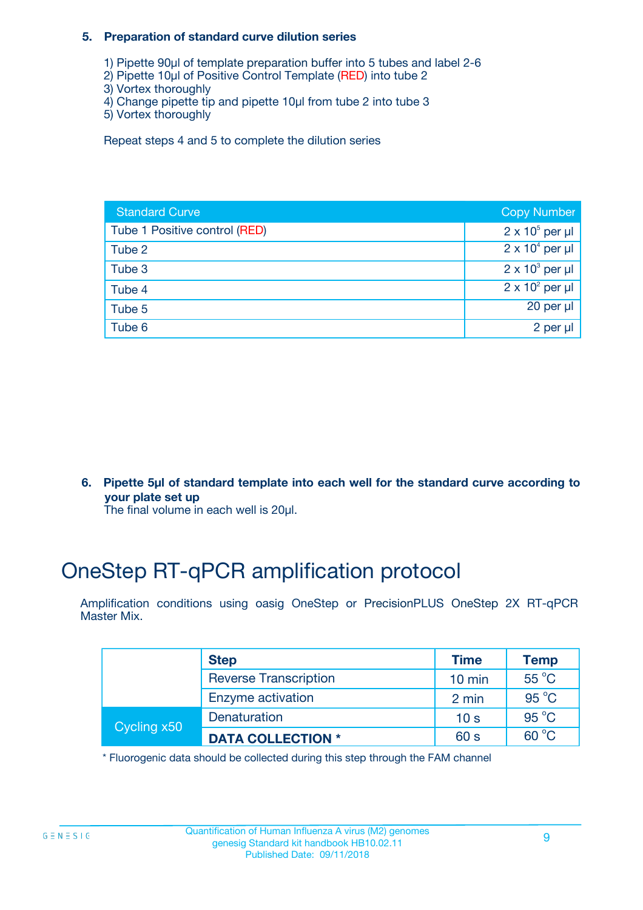**5. Preparation of standard curve dilution series**

1) Pipette 90µl of template preparation buffer into 5 tubes and label 2-6
2) Pipette 10µl of Positive Control Template (RED) into tube 2
3) Vortex thoroughly
4) Change pipette tip and pipette 10µl from tube 2 into tube 3
5) Vortex thoroughly

Repeat steps 4 and 5 to complete the dilution series

| Standard Curve | Copy Number |
|---|---|
| Tube 1 Positive control (RED) | $2 \times 10^5$ per µl |
| Tube 2 | $2 \times 10^4$ per µl |
| Tube 3 | $2 \times 10^3$ per µl |
| Tube 4 | $2 \times 10^2$ per µl |
| Tube 5 | 20 per µl |
| Tube 6 | 2 per µl |

**6. Pipette 5µl of standard template into each well for the standard curve according to your plate set up**
The final volume in each well is 20µl.

# OneStep RT-qPCR amplification protocol

Amplification conditions using oasig OneStep or PrecisionPLUS OneStep 2X RT-qPCR Master Mix.

| | Step | Time | Temp |
|---|---|---|---|
| | Reverse Transcription | 10 min | 55 °C |
| | Enzyme activation | 2 min | 95 °C |
| Cycling x50 | Denaturation | 10 s | 95 °C |
| | **DATA COLLECTION *** | 60 s | 60 °C |

* Fluorogenic data should be collected during this step through the FAM channel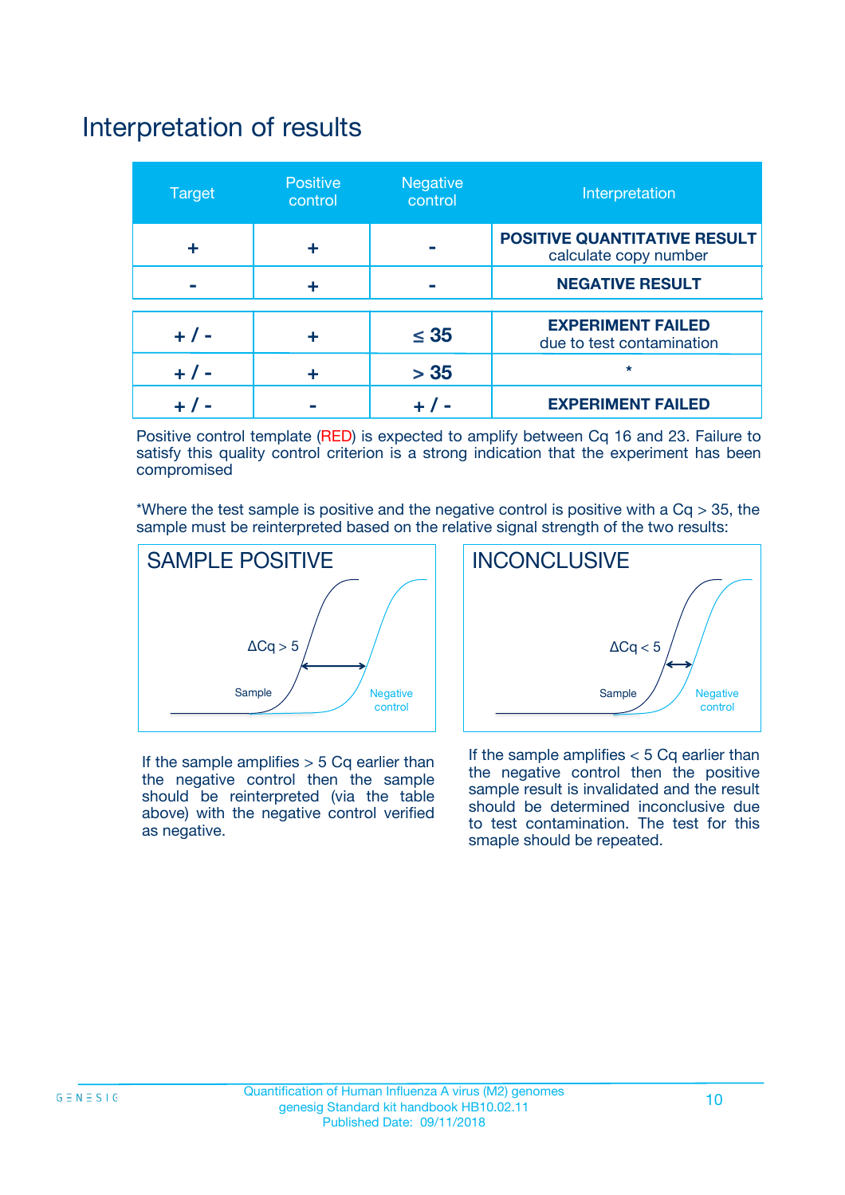# Interpretation of results

| Target | Positive control | Negative control | Interpretation |
|---|---|---|---|
| + | + | - | **POSITIVE QUANTITATIVE RESULT** calculate copy number |
| - | + | - | **NEGATIVE RESULT** |
| + / - | + | ≤ 35 | **EXPERIMENT FAILED** due to test contamination |
| + / - | + | > 35 | * |
| + / - | - | + / - | **EXPERIMENT FAILED** |

Positive control template (RED) is expected to amplify between Cq 16 and 23. Failure to satisfy this quality control criterion is a strong indication that the experiment has been compromised

*Where the test sample is positive and the negative control is positive with a Cq > 35, the sample must be reinterpreted based on the relative signal strength of the two results:

SAMPLE POSITIVE

ΔCq > 5

Sample

Negative control

If the sample amplifies > 5 Cq earlier than the negative control then the sample should be reinterpreted (via the table above) with the negative control verified as negative.

INCONCLUSIVE

ΔCq < 5

Sample

Negative control

If the sample amplifies < 5 Cq earlier than the negative control then the positive sample result is invalidated and the result should be determined inconclusive due to test contamination. The test for this smaple should be repeated.